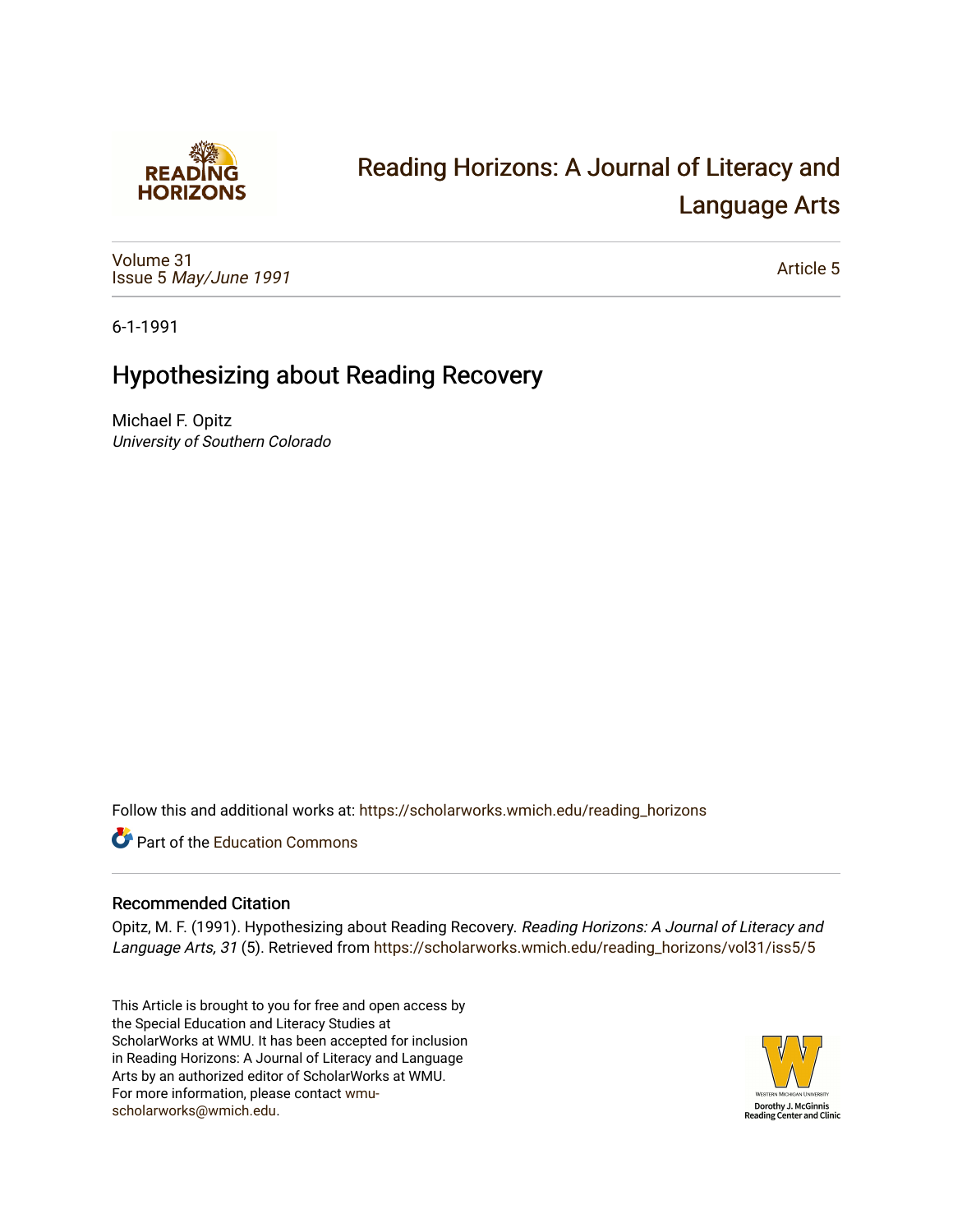# Reading Horizons: A Journal of Literacy and Language Arts

Volume 31
Issue 5 *May/June 1991*

Article 5

6-1-1991

## Hypothesizing about Reading Recovery

Michael F. Opitz
*University of Southern Colorado*

Follow this and additional works at: https://scholarworks.wmich.edu/reading_horizons

Part of the Education Commons

### Recommended Citation

Opitz, M. F. (1991). Hypothesizing about Reading Recovery. *Reading Horizons: A Journal of Literacy and Language Arts, 31* (5). Retrieved from https://scholarworks.wmich.edu/reading_horizons/vol31/iss5/5

This Article is brought to you for free and open access by the Special Education and Literacy Studies at ScholarWorks at WMU. It has been accepted for inclusion in Reading Horizons: A Journal of Literacy and Language Arts by an authorized editor of ScholarWorks at WMU. For more information, please contact wmu-scholarworks@wmich.edu.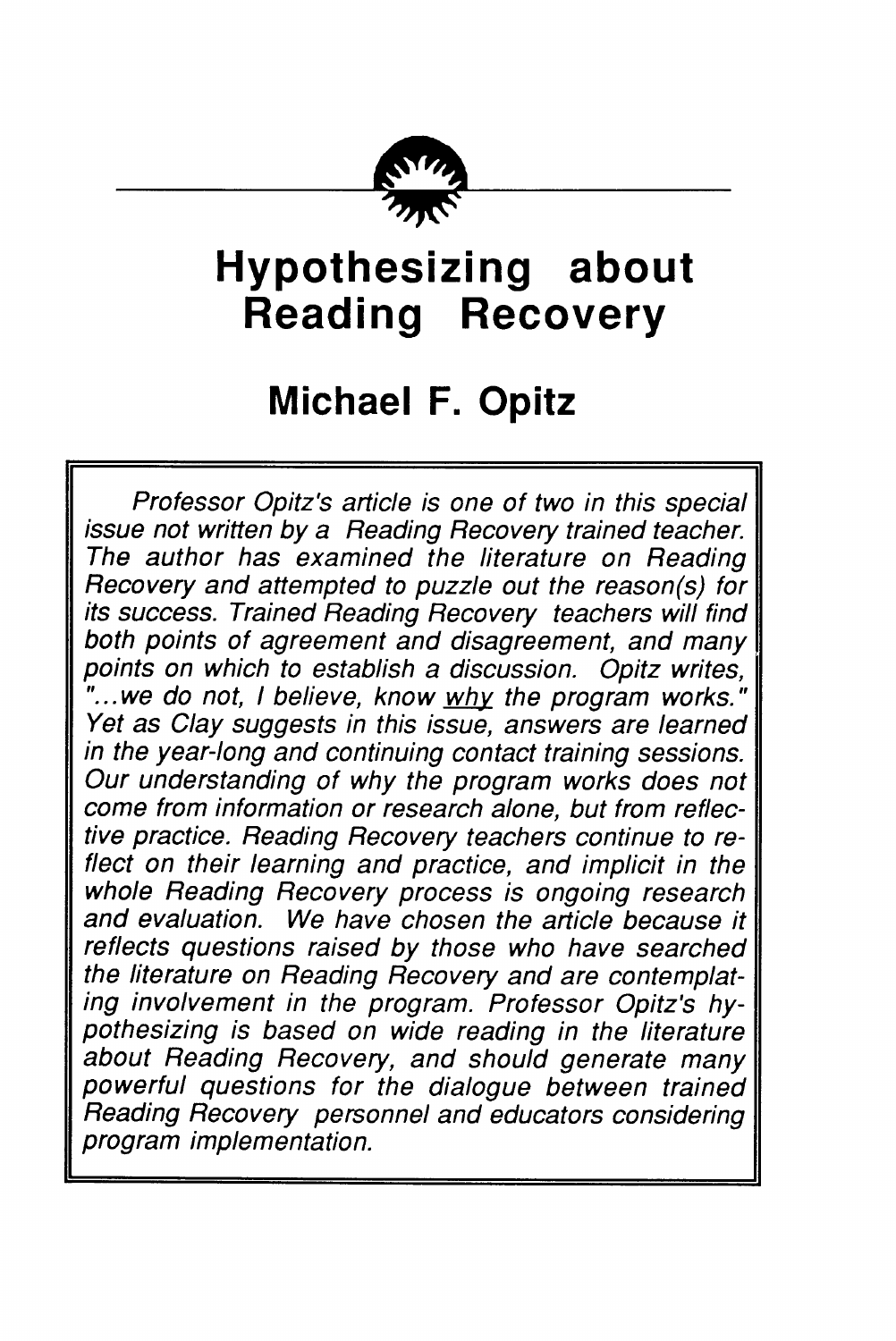# Hypothesizing about Reading Recovery

## Michael F. Opitz

*Professor Opitz's article is one of two in this special issue not written by a Reading Recovery trained teacher. The author has examined the literature on Reading Recovery and attempted to puzzle out the reason(s) for its success. Trained Reading Recovery teachers will find both points of agreement and disagreement, and many points on which to establish a discussion. Opitz writes, "...we do not, I believe, know why the program works." Yet as Clay suggests in this issue, answers are learned in the year-long and continuing contact training sessions. Our understanding of why the program works does not come from information or research alone, but from reflective practice. Reading Recovery teachers continue to reflect on their learning and practice, and implicit in the whole Reading Recovery process is ongoing research and evaluation. We have chosen the article because it reflects questions raised by those who have searched the literature on Reading Recovery and are contemplating involvement in the program. Professor Opitz's hypothesizing is based on wide reading in the literature about Reading Recovery, and should generate many powerful questions for the dialogue between trained Reading Recovery personnel and educators considering program implementation.*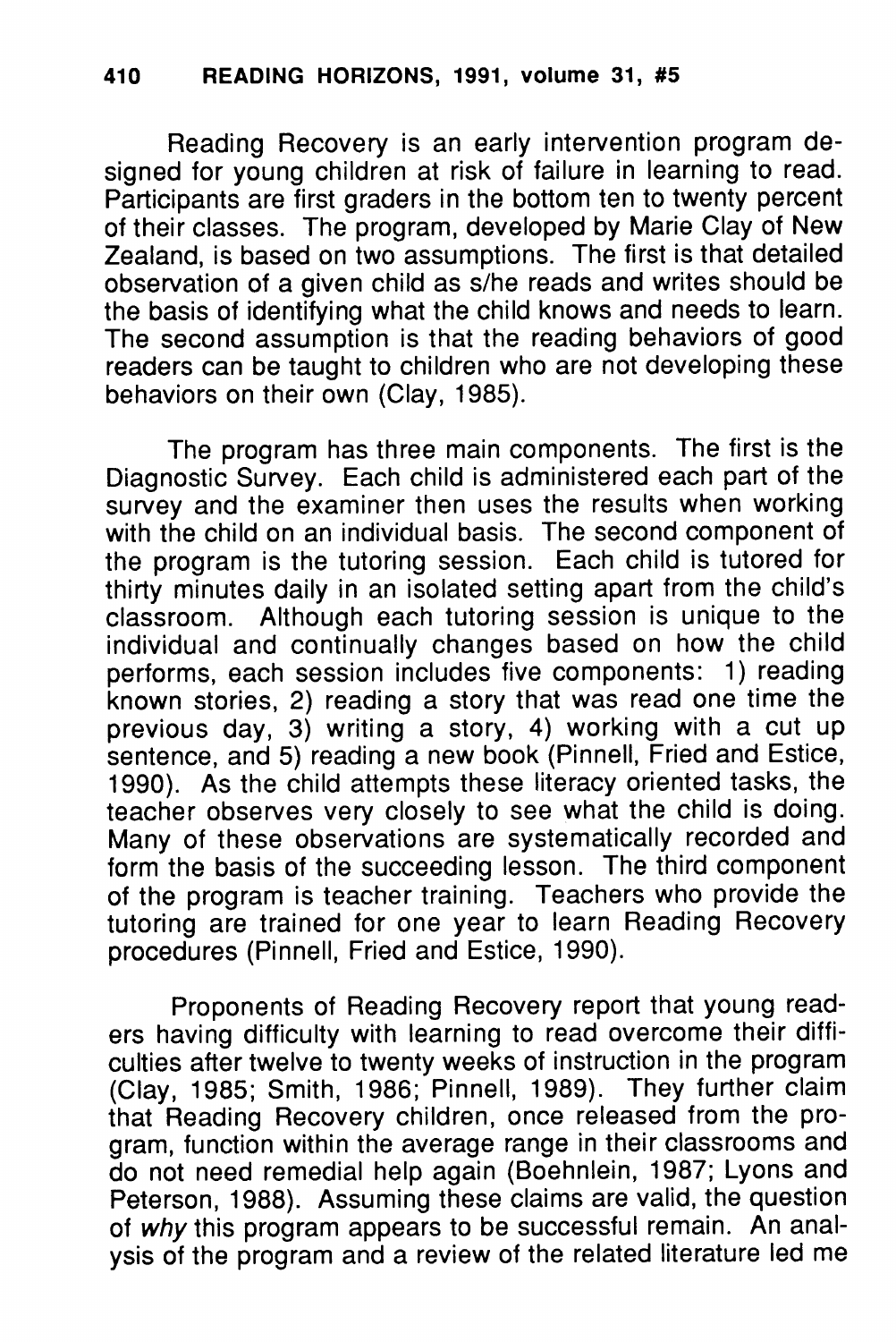Reading Recovery is an early intervention program designed for young children at risk of failure in learning to read. Participants are first graders in the bottom ten to twenty percent of their classes. The program, developed by Marie Clay of New Zealand, is based on two assumptions. The first is that detailed observation of a given child as s/he reads and writes should be the basis of identifying what the child knows and needs to learn. The second assumption is that the reading behaviors of good readers can be taught to children who are not developing these behaviors on their own (Clay, 1985).

The program has three main components. The first is the Diagnostic Survey. Each child is administered each part of the survey and the examiner then uses the results when working with the child on an individual basis. The second component of the program is the tutoring session. Each child is tutored for thirty minutes daily in an isolated setting apart from the child's classroom. Although each tutoring session is unique to the individual and continually changes based on how the child performs, each session includes five components: 1) reading known stories, 2) reading a story that was read one time the previous day, 3) writing a story, 4) working with a cut up sentence, and 5) reading a new book (Pinnell, Fried and Estice, 1990). As the child attempts these literacy oriented tasks, the teacher observes very closely to see what the child is doing. Many of these observations are systematically recorded and form the basis of the succeeding lesson. The third component of the program is teacher training. Teachers who provide the tutoring are trained for one year to learn Reading Recovery procedures (Pinnell, Fried and Estice, 1990).

Proponents of Reading Recovery report that young readers having difficulty with learning to read overcome their difficulties after twelve to twenty weeks of instruction in the program (Clay, 1985; Smith, 1986; Pinnell, 1989). They further claim that Reading Recovery children, once released from the program, function within the average range in their classrooms and do not need remedial help again (Boehnlein, 1987; Lyons and Peterson, 1988). Assuming these claims are valid, the question of *why* this program appears to be successful remain. An analysis of the program and a review of the related literature led me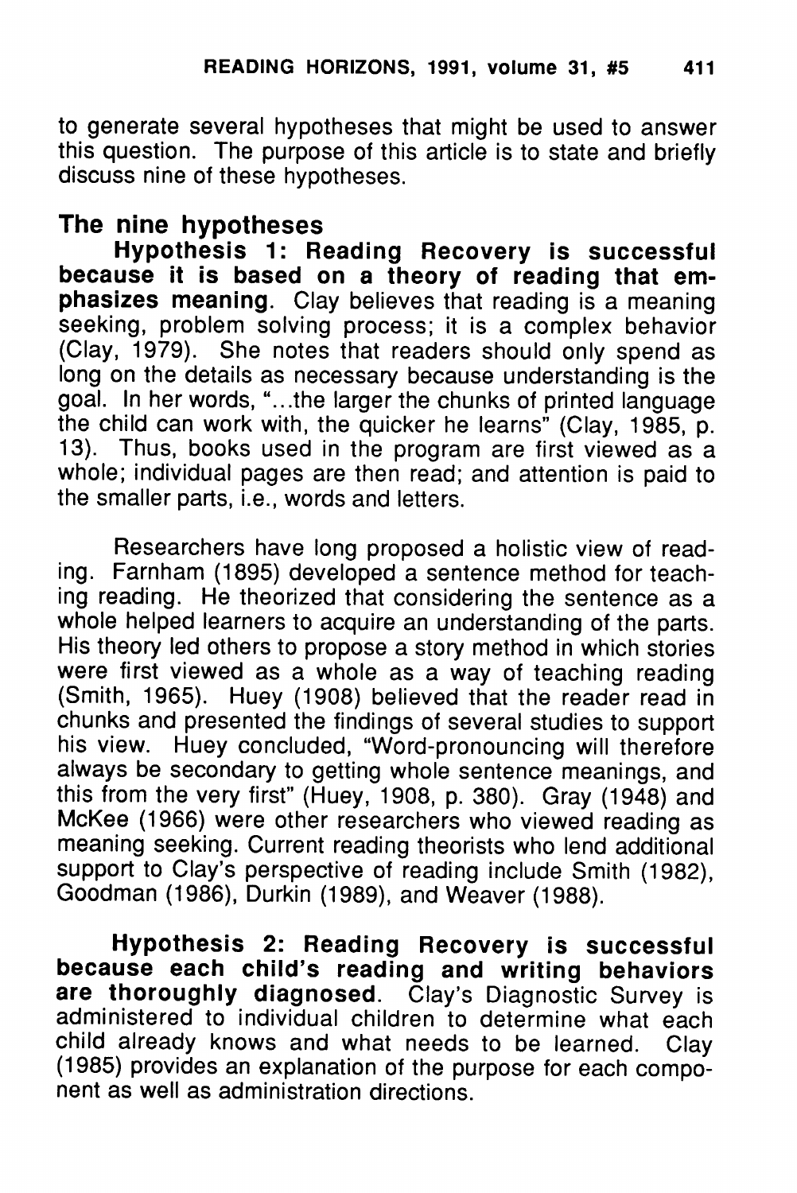to generate several hypotheses that might be used to answer this question. The purpose of this article is to state and briefly discuss nine of these hypotheses.

## The nine hypotheses

**Hypothesis 1: Reading Recovery is successful because it is based on a theory of reading that emphasizes meaning.** Clay believes that reading is a meaning seeking, problem solving process; it is a complex behavior (Clay, 1979). She notes that readers should only spend as long on the details as necessary because understanding is the goal. In her words, "...the larger the chunks of printed language the child can work with, the quicker he learns" (Clay, 1985, p. 13). Thus, books used in the program are first viewed as a whole; individual pages are then read; and attention is paid to the smaller parts, i.e., words and letters.

Researchers have long proposed a holistic view of reading. Farnham (1895) developed a sentence method for teaching reading. He theorized that considering the sentence as a whole helped learners to acquire an understanding of the parts. His theory led others to propose a story method in which stories were first viewed as a whole as a way of teaching reading (Smith, 1965). Huey (1908) believed that the reader read in chunks and presented the findings of several studies to support his view. Huey concluded, "Word-pronouncing will therefore always be secondary to getting whole sentence meanings, and this from the very first" (Huey, 1908, p. 380). Gray (1948) and McKee (1966) were other researchers who viewed reading as meaning seeking. Current reading theorists who lend additional support to Clay's perspective of reading include Smith (1982), Goodman (1986), Durkin (1989), and Weaver (1988).

**Hypothesis 2: Reading Recovery is successful because each child's reading and writing behaviors are thoroughly diagnosed.** Clay's Diagnostic Survey is administered to individual children to determine what each child already knows and what needs to be learned. Clay (1985) provides an explanation of the purpose for each component as well as administration directions.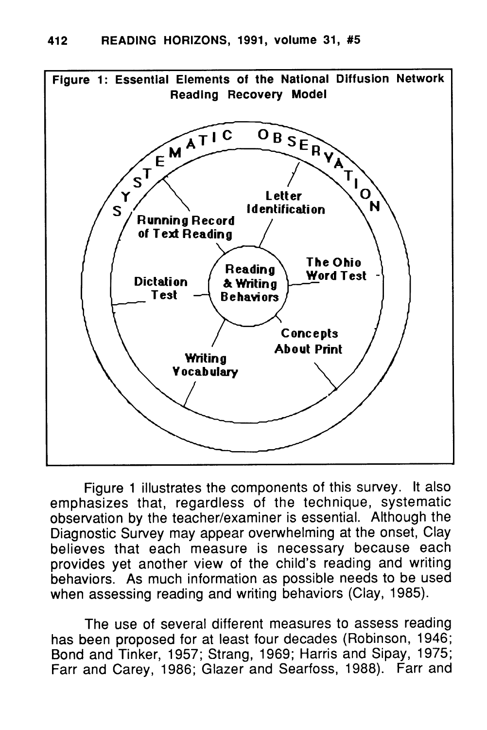**Figure 1: Essential Elements of the National Diffusion Network Reading Recovery Model**

SYSTEMATIC OBSERVATION

Reading & Writing Behaviors

Running Record of Text Reading

Letter Identification

The Ohio Word Test

Concepts About Print

Writing Vocabulary

Dictation Test

Figure 1 illustrates the components of this survey. It also emphasizes that, regardless of the technique, systematic observation by the teacher/examiner is essential. Although the Diagnostic Survey may appear overwhelming at the onset, Clay believes that each measure is necessary because each provides yet another view of the child's reading and writing behaviors. As much information as possible needs to be used when assessing reading and writing behaviors (Clay, 1985).

The use of several different measures to assess reading has been proposed for at least four decades (Robinson, 1946; Bond and Tinker, 1957; Strang, 1969; Harris and Sipay, 1975; Farr and Carey, 1986; Glazer and Searfoss, 1988). Farr and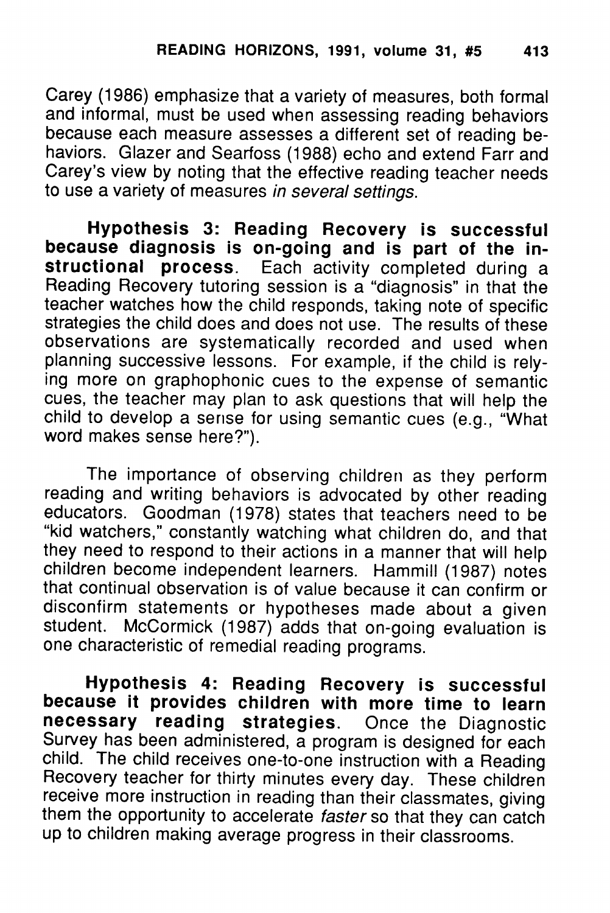Carey (1986) emphasize that a variety of measures, both formal and informal, must be used when assessing reading behaviors because each measure assesses a different set of reading behaviors. Glazer and Searfoss (1988) echo and extend Farr and Carey's view by noting that the effective reading teacher needs to use a variety of measures *in several settings*.

**Hypothesis 3: Reading Recovery is successful because diagnosis is on-going and is part of the instructional process.** Each activity completed during a Reading Recovery tutoring session is a "diagnosis" in that the teacher watches how the child responds, taking note of specific strategies the child does and does not use. The results of these observations are systematically recorded and used when planning successive lessons. For example, if the child is relying more on graphophonic cues to the expense of semantic cues, the teacher may plan to ask questions that will help the child to develop a sense for using semantic cues (e.g., "What word makes sense here?").

The importance of observing children as they perform reading and writing behaviors is advocated by other reading educators. Goodman (1978) states that teachers need to be "kid watchers," constantly watching what children do, and that they need to respond to their actions in a manner that will help children become independent learners. Hammill (1987) notes that continual observation is of value because it can confirm or disconfirm statements or hypotheses made about a given student. McCormick (1987) adds that on-going evaluation is one characteristic of remedial reading programs.

**Hypothesis 4: Reading Recovery is successful because it provides children with more time to learn necessary reading strategies.** Once the Diagnostic Survey has been administered, a program is designed for each child. The child receives one-to-one instruction with a Reading Recovery teacher for thirty minutes every day. These children receive more instruction in reading than their classmates, giving them the opportunity to accelerate *faster* so that they can catch up to children making average progress in their classrooms.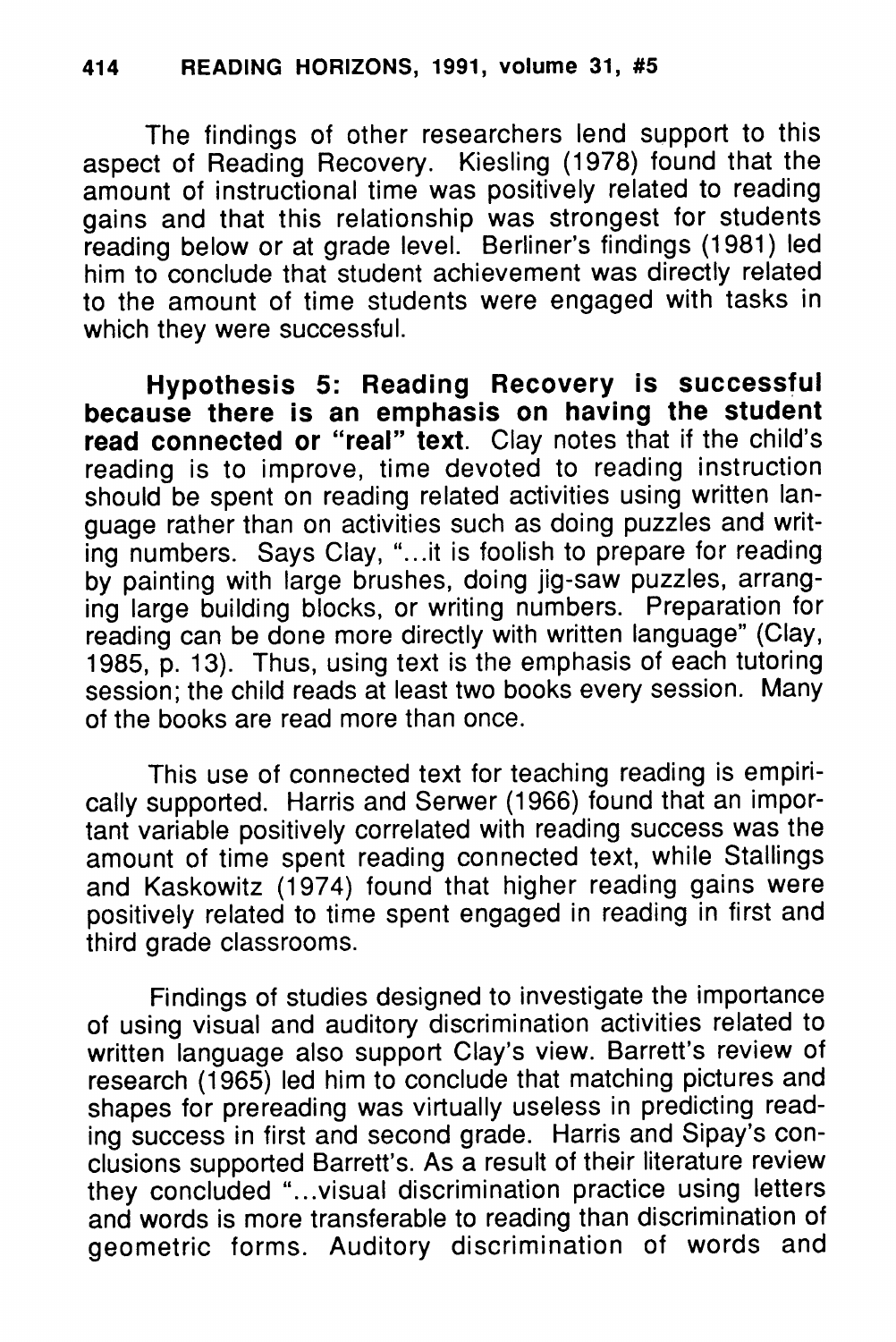The findings of other researchers lend support to this aspect of Reading Recovery. Kiesling (1978) found that the amount of instructional time was positively related to reading gains and that this relationship was strongest for students reading below or at grade level. Berliner's findings (1981) led him to conclude that student achievement was directly related to the amount of time students were engaged with tasks in which they were successful.

**Hypothesis 5: Reading Recovery is successful because there is an emphasis on having the student read connected or "real" text**. Clay notes that if the child's reading is to improve, time devoted to reading instruction should be spent on reading related activities using written language rather than on activities such as doing puzzles and writing numbers. Says Clay, "...it is foolish to prepare for reading by painting with large brushes, doing jig-saw puzzles, arranging large building blocks, or writing numbers. Preparation for reading can be done more directly with written language" (Clay, 1985, p. 13). Thus, using text is the emphasis of each tutoring session; the child reads at least two books every session. Many of the books are read more than once.

This use of connected text for teaching reading is empirically supported. Harris and Serwer (1966) found that an important variable positively correlated with reading success was the amount of time spent reading connected text, while Stallings and Kaskowitz (1974) found that higher reading gains were positively related to time spent engaged in reading in first and third grade classrooms.

Findings of studies designed to investigate the importance of using visual and auditory discrimination activities related to written language also support Clay's view. Barrett's review of research (1965) led him to conclude that matching pictures and shapes for prereading was virtually useless in predicting reading success in first and second grade. Harris and Sipay's conclusions supported Barrett's. As a result of their literature review they concluded "...visual discrimination practice using letters and words is more transferable to reading than discrimination of geometric forms. Auditory discrimination of words and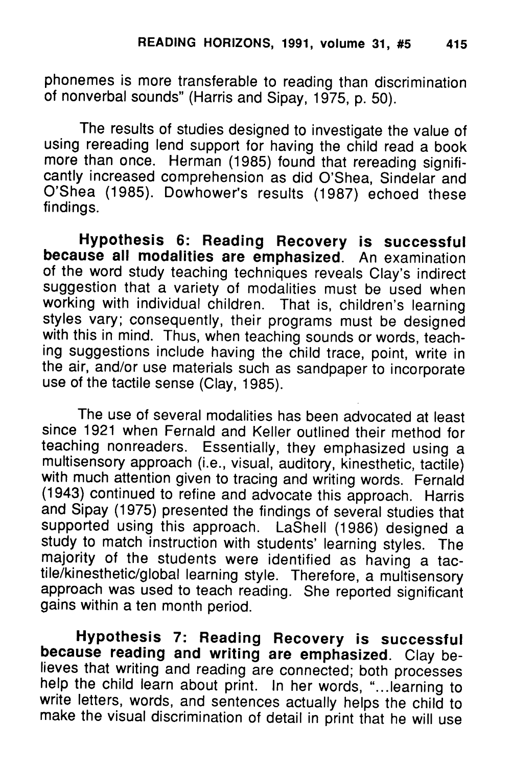phonemes is more transferable to reading than discrimination of nonverbal sounds" (Harris and Sipay, 1975, p. 50).

The results of studies designed to investigate the value of using rereading lend support for having the child read a book more than once. Herman (1985) found that rereading significantly increased comprehension as did O'Shea, Sindelar and O'Shea (1985). Dowhower's results (1987) echoed these findings.

**Hypothesis 6: Reading Recovery is successful because all modalities are emphasized.** An examination of the word study teaching techniques reveals Clay's indirect suggestion that a variety of modalities must be used when working with individual children. That is, children's learning styles vary; consequently, their programs must be designed with this in mind. Thus, when teaching sounds or words, teaching suggestions include having the child trace, point, write in the air, and/or use materials such as sandpaper to incorporate use of the tactile sense (Clay, 1985).

The use of several modalities has been advocated at least since 1921 when Fernald and Keller outlined their method for teaching nonreaders. Essentially, they emphasized using a multisensory approach (i.e., visual, auditory, kinesthetic, tactile) with much attention given to tracing and writing words. Fernald (1943) continued to refine and advocate this approach. Harris and Sipay (1975) presented the findings of several studies that supported using this approach. LaShell (1986) designed a study to match instruction with students' learning styles. The majority of the students were identified as having a tactile/kinesthetic/global learning style. Therefore, a multisensory approach was used to teach reading. She reported significant gains within a ten month period.

**Hypothesis 7: Reading Recovery is successful because reading and writing are emphasized.** Clay believes that writing and reading are connected; both processes help the child learn about print. In her words, "...learning to write letters, words, and sentences actually helps the child to make the visual discrimination of detail in print that he will use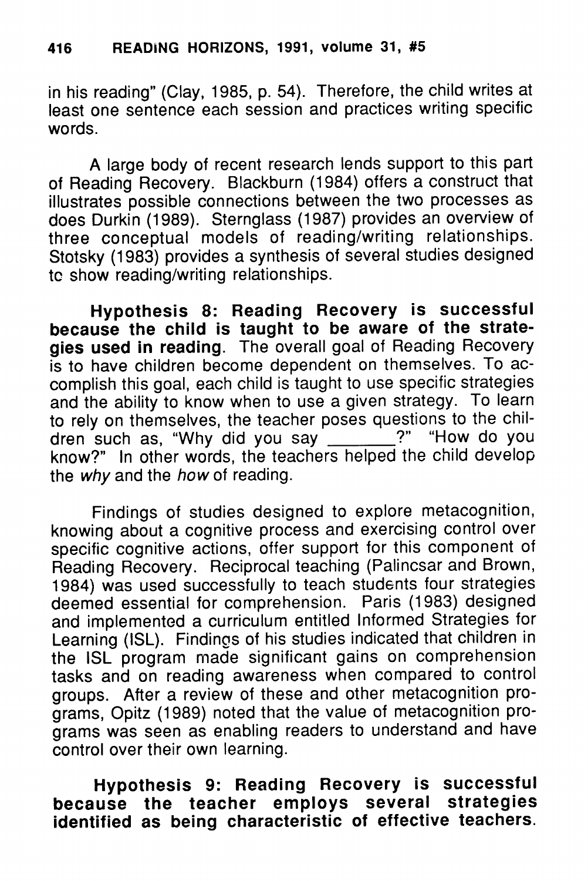in his reading" (Clay, 1985, p. 54). Therefore, the child writes at least one sentence each session and practices writing specific words.

A large body of recent research lends support to this part of Reading Recovery. Blackburn (1984) offers a construct that illustrates possible connections between the two processes as does Durkin (1989). Sternglass (1987) provides an overview of three conceptual models of reading/writing relationships. Stotsky (1983) provides a synthesis of several studies designed tc show reading/writing relationships.

**Hypothesis 8: Reading Recovery is successful because the child is taught to be aware of the strategies used in reading**. The overall goal of Reading Recovery is to have children become dependent on themselves. To accomplish this goal, each child is taught to use specific strategies and the ability to know when to use a given strategy. To learn to rely on themselves, the teacher poses questions to the children such as, "Why did you say _______?" "How do you know?" In other words, the teachers helped the child develop the *why* and the *how* of reading.

Findings of studies designed to explore metacognition, knowing about a cognitive process and exercising control over specific cognitive actions, offer support for this component of Reading Recovery. Reciprocal teaching (Palincsar and Brown, 1984) was used successfully to teach students four strategies deemed essential for comprehension. Paris (1983) designed and implemented a curriculum entitled Informed Strategies for Learning (ISL). Findings of his studies indicated that children in the ISL program made significant gains on comprehension tasks and on reading awareness when compared to control groups. After a review of these and other metacognition programs, Opitz (1989) noted that the value of metacognition programs was seen as enabling readers to understand and have control over their own learning.

**Hypothesis 9: Reading Recovery is successful because the teacher employs several strategies identified as being characteristic of effective teachers.**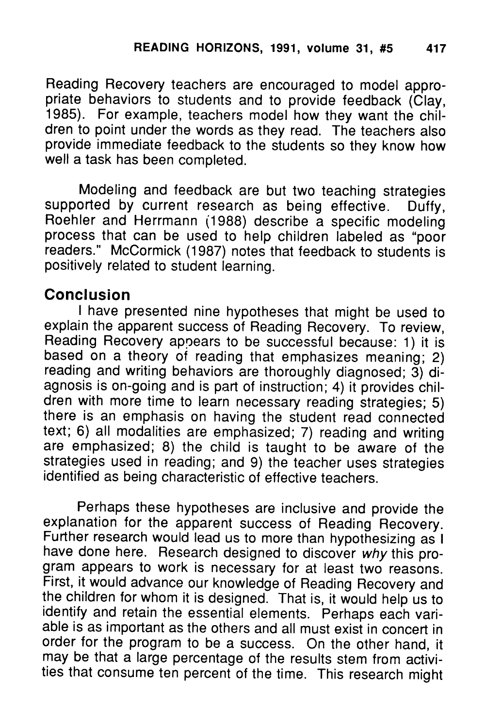Reading Recovery teachers are encouraged to model appropriate behaviors to students and to provide feedback (Clay, 1985). For example, teachers model how they want the children to point under the words as they read. The teachers also provide immediate feedback to the students so they know how well a task has been completed.

Modeling and feedback are but two teaching strategies supported by current research as being effective. Duffy, Roehler and Herrmann (1988) describe a specific modeling process that can be used to help children labeled as "poor readers." McCormick (1987) notes that feedback to students is positively related to student learning.

## Conclusion

I have presented nine hypotheses that might be used to explain the apparent success of Reading Recovery. To review, Reading Recovery appears to be successful because: 1) it is based on a theory of reading that emphasizes meaning; 2) reading and writing behaviors are thoroughly diagnosed; 3) diagnosis is on-going and is part of instruction; 4) it provides children with more time to learn necessary reading strategies; 5) there is an emphasis on having the student read connected text; 6) all modalities are emphasized; 7) reading and writing are emphasized; 8) the child is taught to be aware of the strategies used in reading; and 9) the teacher uses strategies identified as being characteristic of effective teachers.

Perhaps these hypotheses are inclusive and provide the explanation for the apparent success of Reading Recovery. Further research would lead us to more than hypothesizing as I have done here. Research designed to discover *why* this program appears to work is necessary for at least two reasons. First, it would advance our knowledge of Reading Recovery and the children for whom it is designed. That is, it would help us to identify and retain the essential elements. Perhaps each variable is as important as the others and all must exist in concert in order for the program to be a success. On the other hand, it may be that a large percentage of the results stem from activities that consume ten percent of the time. This research might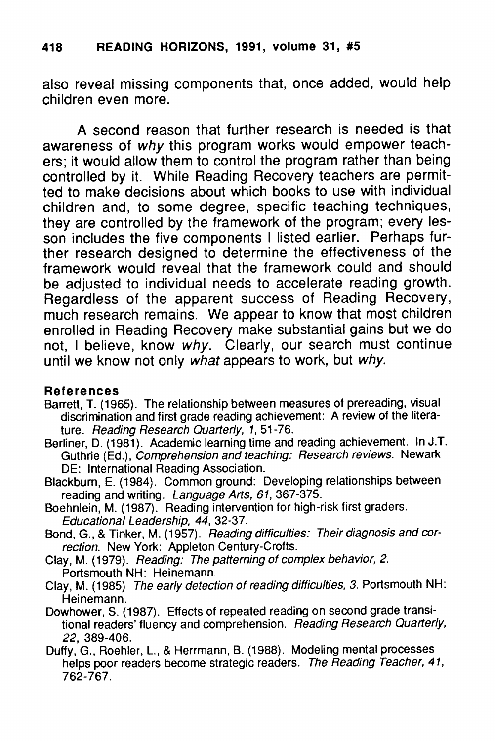also reveal missing components that, once added, would help children even more.

A second reason that further research is needed is that awareness of *why* this program works would empower teachers; it would allow them to control the program rather than being controlled by it. While Reading Recovery teachers are permitted to make decisions about which books to use with individual children and, to some degree, specific teaching techniques, they are controlled by the framework of the program; every lesson includes the five components I listed earlier. Perhaps further research designed to determine the effectiveness of the framework would reveal that the framework could and should be adjusted to individual needs to accelerate reading growth. Regardless of the apparent success of Reading Recovery, much research remains. We appear to know that most children enrolled in Reading Recovery make substantial gains but we do not, I believe, know *why*. Clearly, our search must continue until we know not only *what* appears to work, but *why*.

### References

Barrett, T. (1965). The relationship between measures of prereading, visual discrimination and first grade reading achievement: A review of the literature. *Reading Research Quarterly, 1*, 51-76.

Berliner, D. (1981). Academic learning time and reading achievement. In J.T. Guthrie (Ed.), *Comprehension and teaching: Research reviews*. Newark DE: International Reading Association.

Blackburn, E. (1984). Common ground: Developing relationships between reading and writing. *Language Arts, 61*, 367-375.

Boehnlein, M. (1987). Reading intervention for high-risk first graders. *Educational Leadership, 44*, 32-37.

Bond, G., & Tinker, M. (1957). *Reading difficulties: Their diagnosis and correction*. New York: Appleton Century-Crofts.

Clay, M. (1979). *Reading: The patterning of complex behavior, 2.* Portsmouth NH: Heinemann.

Clay, M. (1985) *The early detection of reading difficulties, 3.* Portsmouth NH: Heinemann.

Dowhower, S. (1987). Effects of repeated reading on second grade transitional readers' fluency and comprehension. *Reading Research Quarterly, 22*, 389-406.

Duffy, G., Roehler, L., & Herrmann, B. (1988). Modeling mental processes helps poor readers become strategic readers. *The Reading Teacher, 41*, 762-767.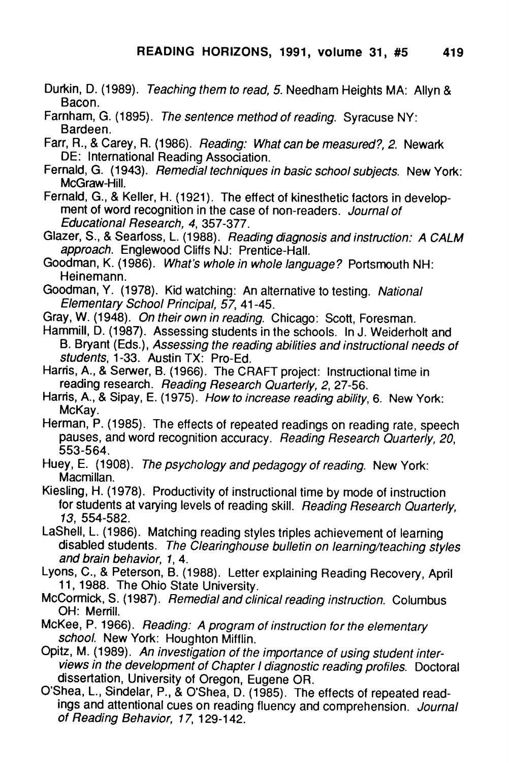Durkin, D. (1989). *Teaching them to read, 5.* Needham Heights MA: Allyn & Bacon.

Farnham, G. (1895). *The sentence method of reading.* Syracuse NY: Bardeen.

Farr, R., & Carey, R. (1986). *Reading: What can be measured?, 2.* Newark DE: International Reading Association.

Fernald, G. (1943). *Remedial techniques in basic school subjects.* New York: McGraw-Hill.

Fernald, G., & Keller, H. (1921). The effect of kinesthetic factors in development of word recognition in the case of non-readers. *Journal of Educational Research, 4,* 357-377.

Glazer, S., & Searfoss, L. (1988). *Reading diagnosis and instruction: A CALM approach.* Englewood Cliffs NJ: Prentice-Hall.

Goodman, K. (1986). *What's whole in whole language?* Portsmouth NH: Heinemann.

Goodman, Y. (1978). Kid watching: An alternative to testing. *National Elementary School Principal, 57,* 41-45.

Gray, W. (1948). *On their own in reading.* Chicago: Scott, Foresman.

Hammill, D. (1987). Assessing students in the schools. In J. Weiderholt and B. Bryant (Eds.), *Assessing the reading abilities and instructional needs of students,* 1-33. Austin TX: Pro-Ed.

Harris, A., & Serwer, B. (1966). The CRAFT project: Instructional time in reading research. *Reading Research Quarterly, 2,* 27-56.

Harris, A., & Sipay, E. (1975). *How to increase reading ability,* 6. New York: McKay.

Herman, P. (1985). The effects of repeated readings on reading rate, speech pauses, and word recognition accuracy. *Reading Research Quarterly, 20,* 553-564.

Huey, E. (1908). *The psychology and pedagogy of reading.* New York: Macmillan.

Kiesling, H. (1978). Productivity of instructional time by mode of instruction for students at varying levels of reading skill. *Reading Research Quarterly, 13,* 554-582.

LaShell, L. (1986). Matching reading styles triples achievement of learning disabled students. *The Clearinghouse bulletin on learning/teaching styles and brain behavior, 1,* 4.

Lyons, C., & Peterson, B. (1988). Letter explaining Reading Recovery, April 11, 1988. The Ohio State University.

McCormick, S. (1987). *Remedial and clinical reading instruction.* Columbus OH: Merrill.

McKee, P. 1966). *Reading: A program of instruction for the elementary school.* New York: Houghton Mifflin.

Opitz, M. (1989). *An investigation of the importance of using student interviews in the development of Chapter I diagnostic reading profiles.* Doctoral dissertation, University of Oregon, Eugene OR.

O'Shea, L., Sindelar, P., & O'Shea, D. (1985). The effects of repeated readings and attentional cues on reading fluency and comprehension. *Journal of Reading Behavior, 17,* 129-142.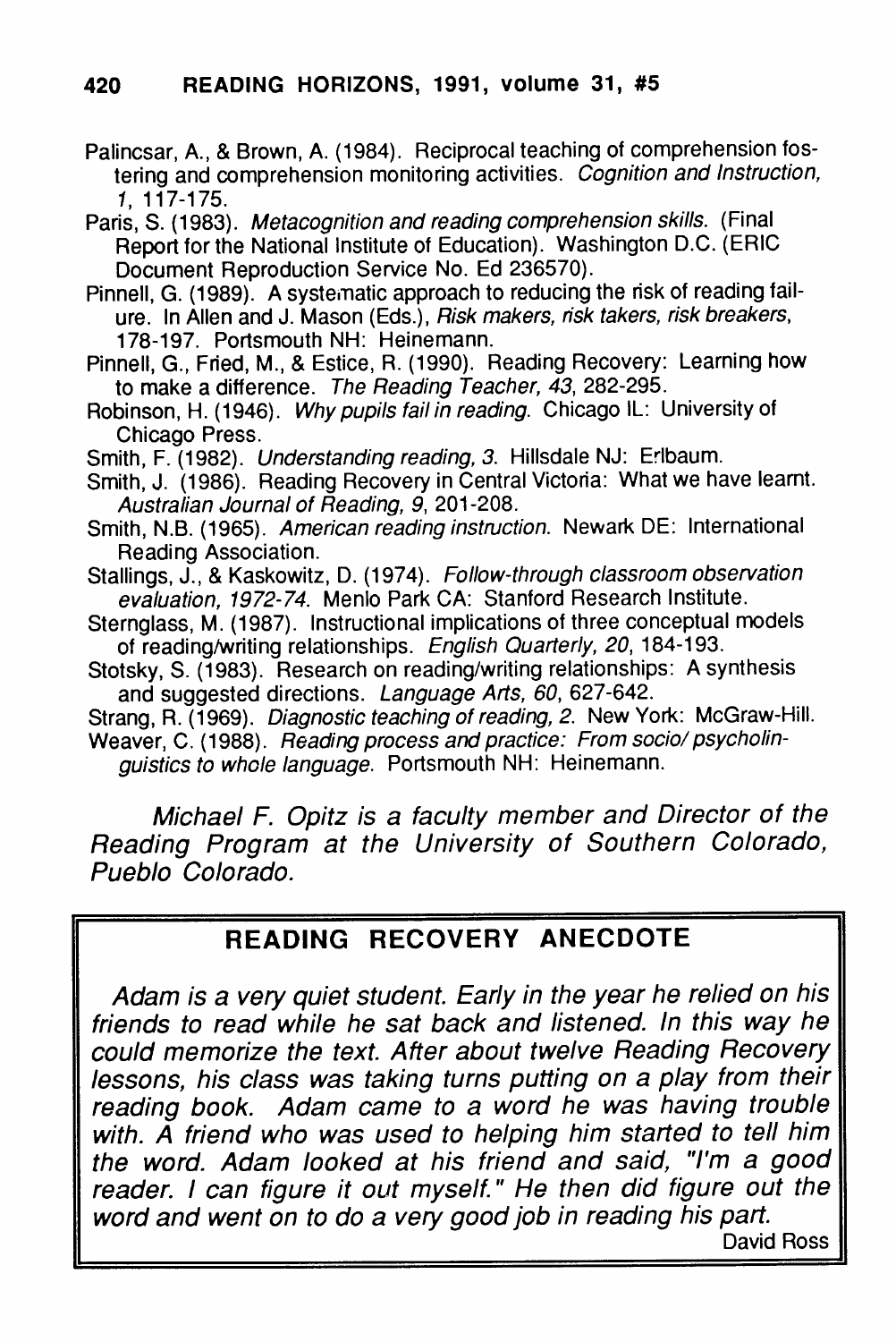Palincsar, A., & Brown, A. (1984). Reciprocal teaching of comprehension fostering and comprehension monitoring activities. *Cognition and Instruction, 1*, 117-175.

Paris, S. (1983). *Metacognition and reading comprehension skills.* (Final Report for the National Institute of Education). Washington D.C. (ERIC Document Reproduction Service No. Ed 236570).

Pinnell, G. (1989). A systematic approach to reducing the risk of reading failure. In Allen and J. Mason (Eds.), *Risk makers, risk takers, risk breakers*, 178-197. Portsmouth NH: Heinemann.

Pinnell, G., Fried, M., & Estice, R. (1990). Reading Recovery: Learning how to make a difference. *The Reading Teacher, 43*, 282-295.

Robinson, H. (1946). *Why pupils fail in reading.* Chicago IL: University of Chicago Press.

Smith, F. (1982). *Understanding reading, 3.* Hillsdale NJ: Erlbaum.

Smith, J. (1986). Reading Recovery in Central Victoria: What we have learnt. *Australian Journal of Reading, 9*, 201-208.

Smith, N.B. (1965). *American reading instruction.* Newark DE: International Reading Association.

Stallings, J., & Kaskowitz, D. (1974). *Follow-through classroom observation evaluation, 1972-74.* Menlo Park CA: Stanford Research Institute.

Sternglass, M. (1987). Instructional implications of three conceptual models of reading/writing relationships. *English Quarterly, 20*, 184-193.

Stotsky, S. (1983). Research on reading/writing relationships: A synthesis and suggested directions. *Language Arts, 60*, 627-642.

Strang, R. (1969). *Diagnostic teaching of reading, 2.* New York: McGraw-Hill.

Weaver, C. (1988). *Reading process and practice: From socio/ psycholinguistics to whole language.* Portsmouth NH: Heinemann.

*Michael F. Opitz is a faculty member and Director of the Reading Program at the University of Southern Colorado, Pueblo Colorado.*

## READING RECOVERY ANECDOTE

*Adam is a very quiet student. Early in the year he relied on his friends to read while he sat back and listened. In this way he could memorize the text. After about twelve Reading Recovery lessons, his class was taking turns putting on a play from their reading book. Adam came to a word he was having trouble with. A friend who was used to helping him started to tell him the word. Adam looked at his friend and said, "I'm a good reader. I can figure it out myself." He then did figure out the word and went on to do a very good job in reading his part.*

David Ross